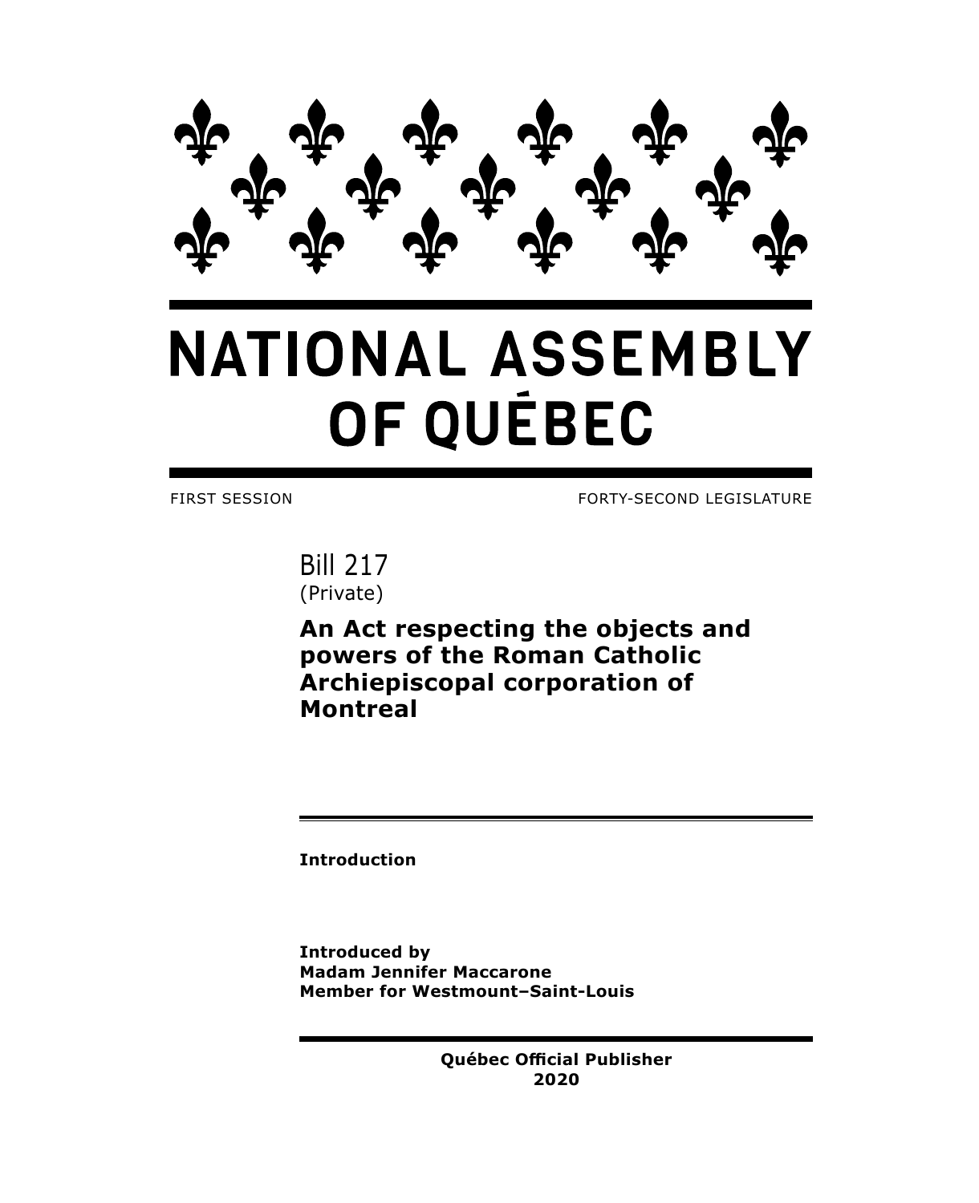# NATIONAL ASSEMBLY OF QUÉBEC

FIRST SESSION FORTY-SECOND LEGISLATURE

## Bill 217
(Private)

**An Act respecting the objects and powers of the Roman Catholic Archiepiscopal corporation of Montreal**

**Introduction**

**Introduced by**
**Madam Jennifer Maccarone**
**Member for Westmount–Saint-Louis**

**Québec Official Publisher**
**2020**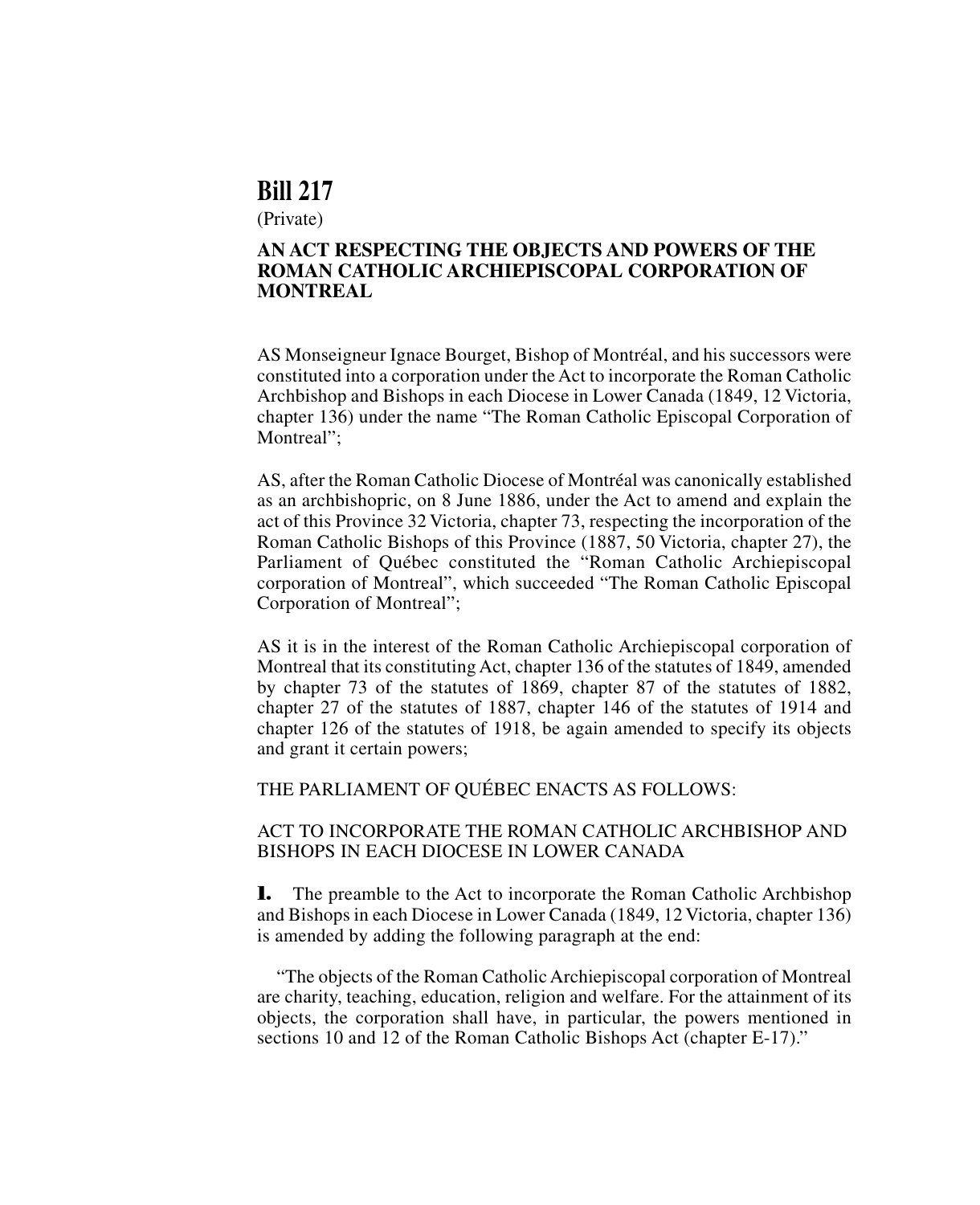# Bill 217

(Private)

## AN ACT RESPECTING THE OBJECTS AND POWERS OF THE ROMAN CATHOLIC ARCHIEPISCOPAL CORPORATION OF MONTREAL

AS Monseigneur Ignace Bourget, Bishop of Montréal, and his successors were constituted into a corporation under the Act to incorporate the Roman Catholic Archbishop and Bishops in each Diocese in Lower Canada (1849, 12 Victoria, chapter 136) under the name "The Roman Catholic Episcopal Corporation of Montreal";

AS, after the Roman Catholic Diocese of Montréal was canonically established as an archbishopric, on 8 June 1886, under the Act to amend and explain the act of this Province 32 Victoria, chapter 73, respecting the incorporation of the Roman Catholic Bishops of this Province (1887, 50 Victoria, chapter 27), the Parliament of Québec constituted the "Roman Catholic Archiepiscopal corporation of Montreal", which succeeded "The Roman Catholic Episcopal Corporation of Montreal";

AS it is in the interest of the Roman Catholic Archiepiscopal corporation of Montreal that its constituting Act, chapter 136 of the statutes of 1849, amended by chapter 73 of the statutes of 1869, chapter 87 of the statutes of 1882, chapter 27 of the statutes of 1887, chapter 146 of the statutes of 1914 and chapter 126 of the statutes of 1918, be again amended to specify its objects and grant it certain powers;

THE PARLIAMENT OF QUÉBEC ENACTS AS FOLLOWS:

ACT TO INCORPORATE THE ROMAN CATHOLIC ARCHBISHOP AND BISHOPS IN EACH DIOCESE IN LOWER CANADA

**1.** The preamble to the Act to incorporate the Roman Catholic Archbishop and Bishops in each Diocese in Lower Canada (1849, 12 Victoria, chapter 136) is amended by adding the following paragraph at the end:

"The objects of the Roman Catholic Archiepiscopal corporation of Montreal are charity, teaching, education, religion and welfare. For the attainment of its objects, the corporation shall have, in particular, the powers mentioned in sections 10 and 12 of the Roman Catholic Bishops Act (chapter E-17)."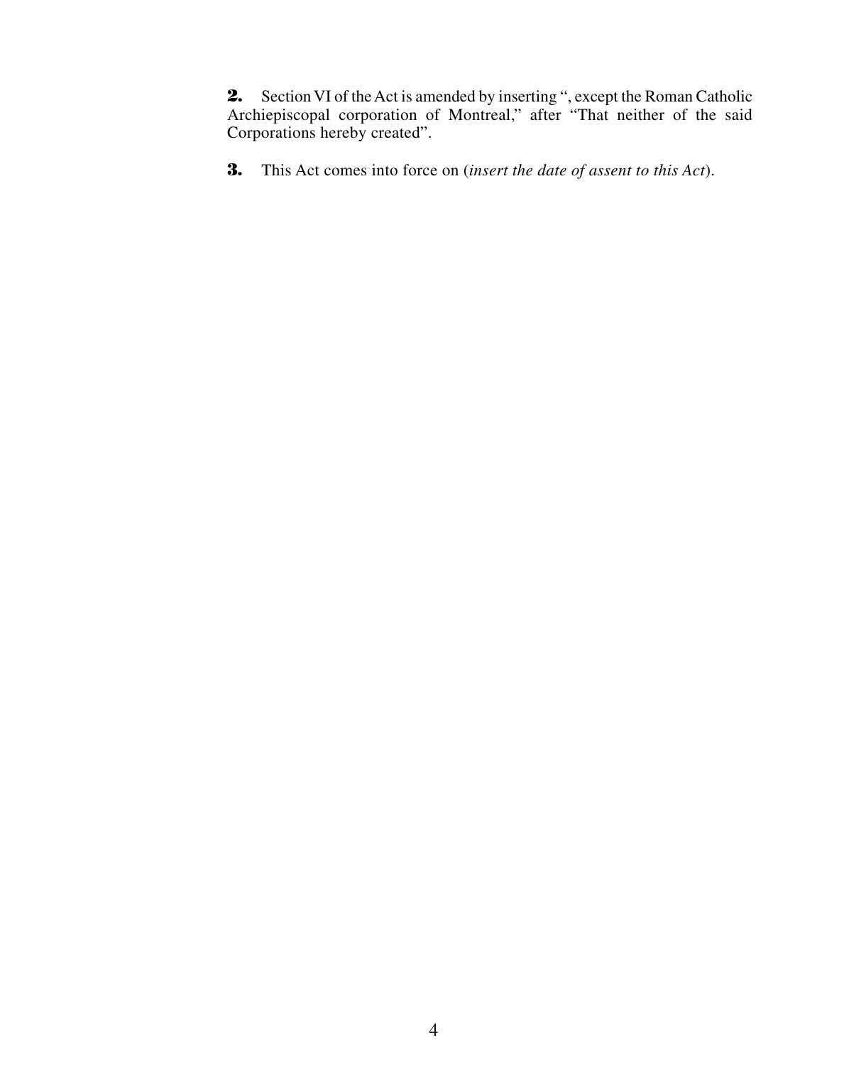**2.** Section VI of the Act is amended by inserting ", except the Roman Catholic Archiepiscopal corporation of Montreal," after "That neither of the said Corporations hereby created".

**3.** This Act comes into force on (*insert the date of assent to this Act*).